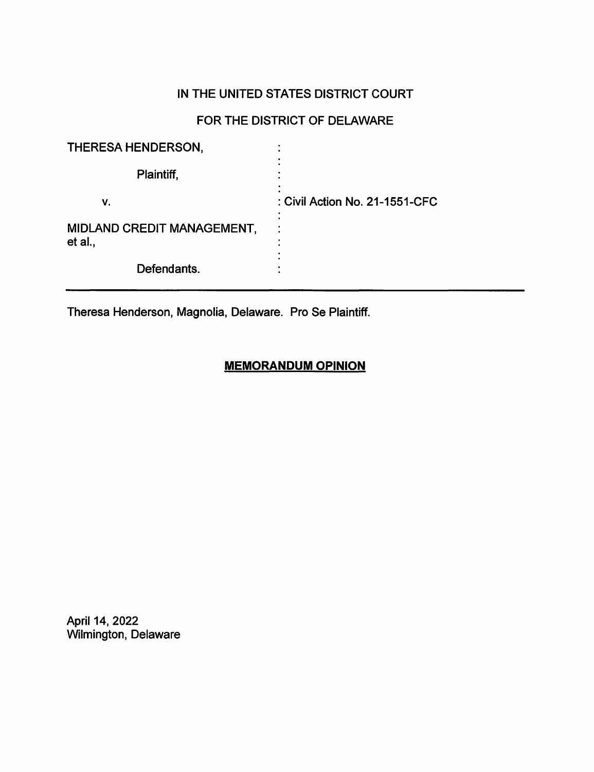IN THE UNITED STATES DISTRICT COURT

FOR THE DISTRICT OF DELAWARE

| | | |
|---|---|---|
| THERESA HENDERSON, | : | |
| Plaintiff, | : | |
| v. | : | Civil Action No. 21-1551-CFC |
| MIDLAND CREDIT MANAGEMENT, et al., | : | |
| Defendants. | : | |

---

Theresa Henderson, Magnolia, Delaware. Pro Se Plaintiff.

**MEMORANDUM OPINION**

April 14, 2022
Wilmington, Delaware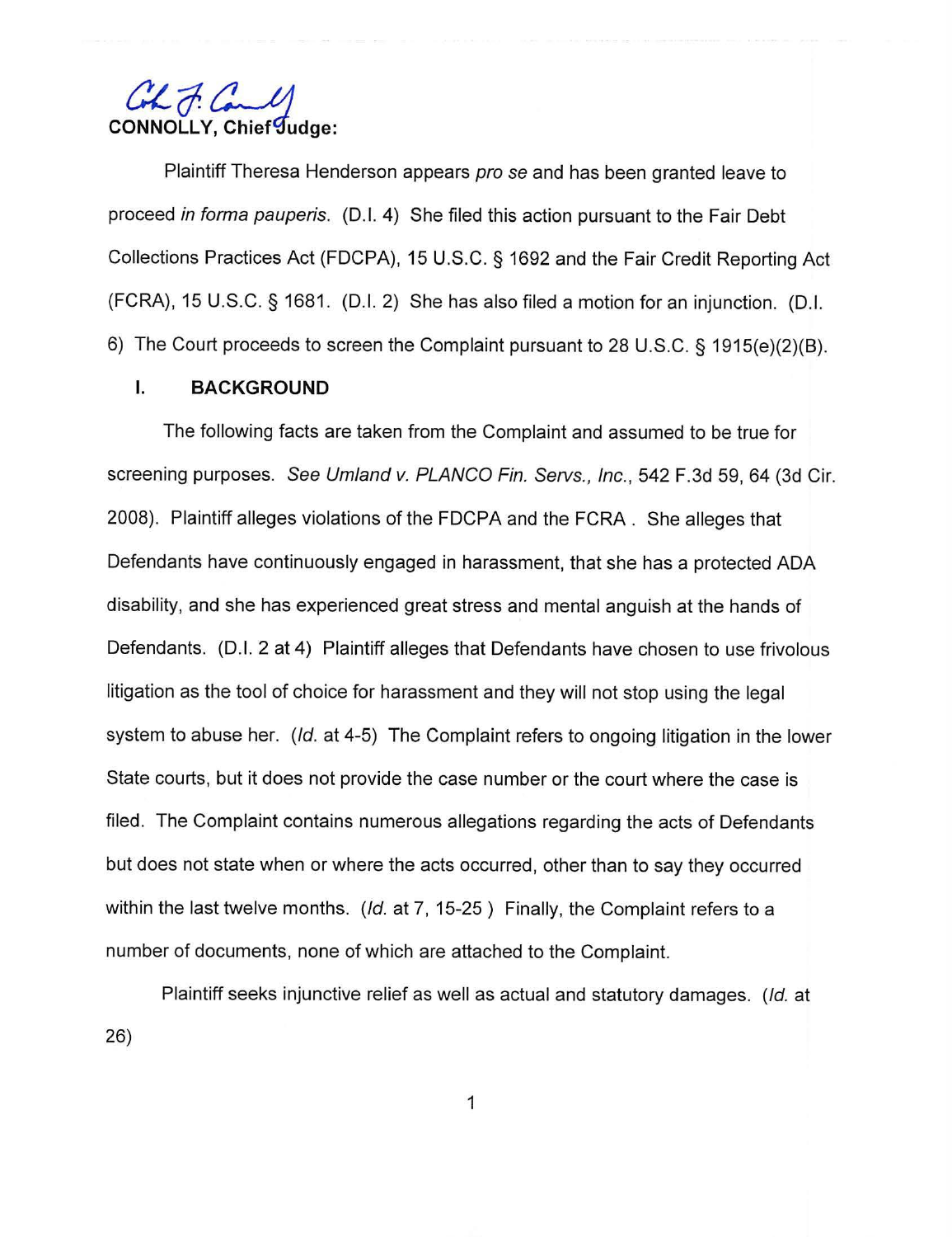**CONNOLLY, Chief Judge:**

Plaintiff Theresa Henderson appears *pro se* and has been granted leave to proceed *in forma pauperis*. (D.I. 4) She filed this action pursuant to the Fair Debt Collections Practices Act (FDCPA), 15 U.S.C. § 1692 and the Fair Credit Reporting Act (FCRA), 15 U.S.C. § 1681. (D.I. 2) She has also filed a motion for an injunction. (D.I. 6) The Court proceeds to screen the Complaint pursuant to 28 U.S.C. § 1915(e)(2)(B).

## I. BACKGROUND

The following facts are taken from the Complaint and assumed to be true for screening purposes. *See Umland v. PLANCO Fin. Servs., Inc.*, 542 F.3d 59, 64 (3d Cir. 2008). Plaintiff alleges violations of the FDCPA and the FCRA . She alleges that Defendants have continuously engaged in harassment, that she has a protected ADA disability, and she has experienced great stress and mental anguish at the hands of Defendants. (D.I. 2 at 4) Plaintiff alleges that Defendants have chosen to use frivolous litigation as the tool of choice for harassment and they will not stop using the legal system to abuse her. (*Id.* at 4-5) The Complaint refers to ongoing litigation in the lower State courts, but it does not provide the case number or the court where the case is filed. The Complaint contains numerous allegations regarding the acts of Defendants but does not state when or where the acts occurred, other than to say they occurred within the last twelve months. (*Id.* at 7, 15-25 ) Finally, the Complaint refers to a number of documents, none of which are attached to the Complaint.

Plaintiff seeks injunctive relief as well as actual and statutory damages. (*Id.* at 26)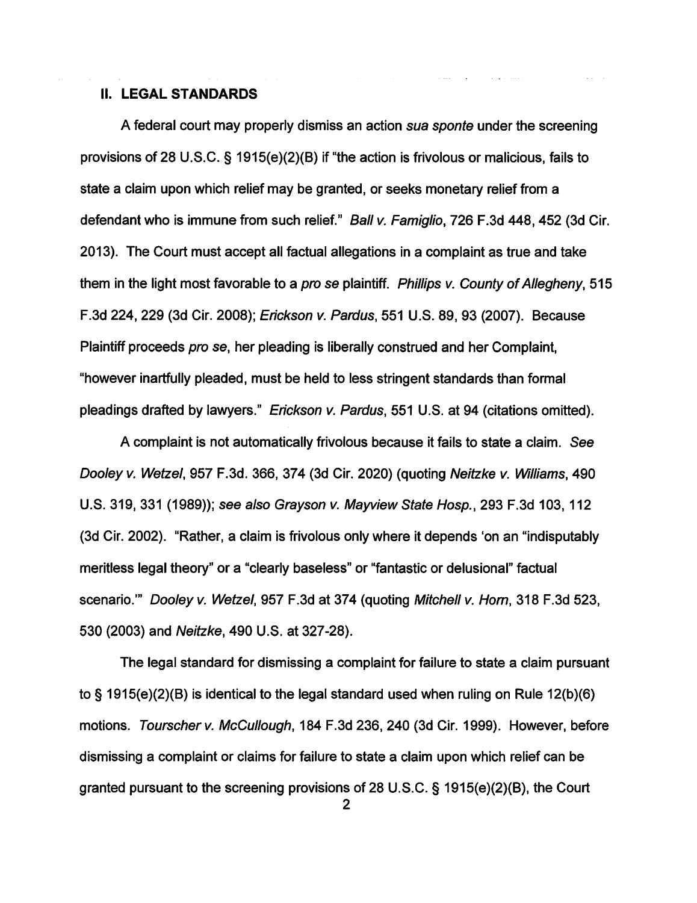## II. LEGAL STANDARDS

A federal court may properly dismiss an action *sua sponte* under the screening provisions of 28 U.S.C. § 1915(e)(2)(B) if "the action is frivolous or malicious, fails to state a claim upon which relief may be granted, or seeks monetary relief from a defendant who is immune from such relief." *Ball v. Famiglio*, 726 F.3d 448, 452 (3d Cir. 2013). The Court must accept all factual allegations in a complaint as true and take them in the light most favorable to a *pro se* plaintiff. *Phillips v. County of Allegheny*, 515 F.3d 224, 229 (3d Cir. 2008); *Erickson v. Pardus*, 551 U.S. 89, 93 (2007). Because Plaintiff proceeds *pro se*, her pleading is liberally construed and her Complaint, "however inartfully pleaded, must be held to less stringent standards than formal pleadings drafted by lawyers." *Erickson v. Pardus*, 551 U.S. at 94 (citations omitted).

A complaint is not automatically frivolous because it fails to state a claim. *See Dooley v. Wetzel*, 957 F.3d. 366, 374 (3d Cir. 2020) (quoting *Neitzke v. Williams*, 490 U.S. 319, 331 (1989)); *see also Grayson v. Mayview State Hosp.*, 293 F.3d 103, 112 (3d Cir. 2002). "Rather, a claim is frivolous only where it depends 'on an "indisputably meritless legal theory" or a "clearly baseless" or "fantastic or delusional" factual scenario.'" *Dooley v. Wetzel*, 957 F.3d at 374 (quoting *Mitchell v. Horn*, 318 F.3d 523, 530 (2003) and *Neitzke*, 490 U.S. at 327-28).

The legal standard for dismissing a complaint for failure to state a claim pursuant to § 1915(e)(2)(B) is identical to the legal standard used when ruling on Rule 12(b)(6) motions. *Tourscher v. McCullough*, 184 F.3d 236, 240 (3d Cir. 1999). However, before dismissing a complaint or claims for failure to state a claim upon which relief can be granted pursuant to the screening provisions of 28 U.S.C. § 1915(e)(2)(B), the Court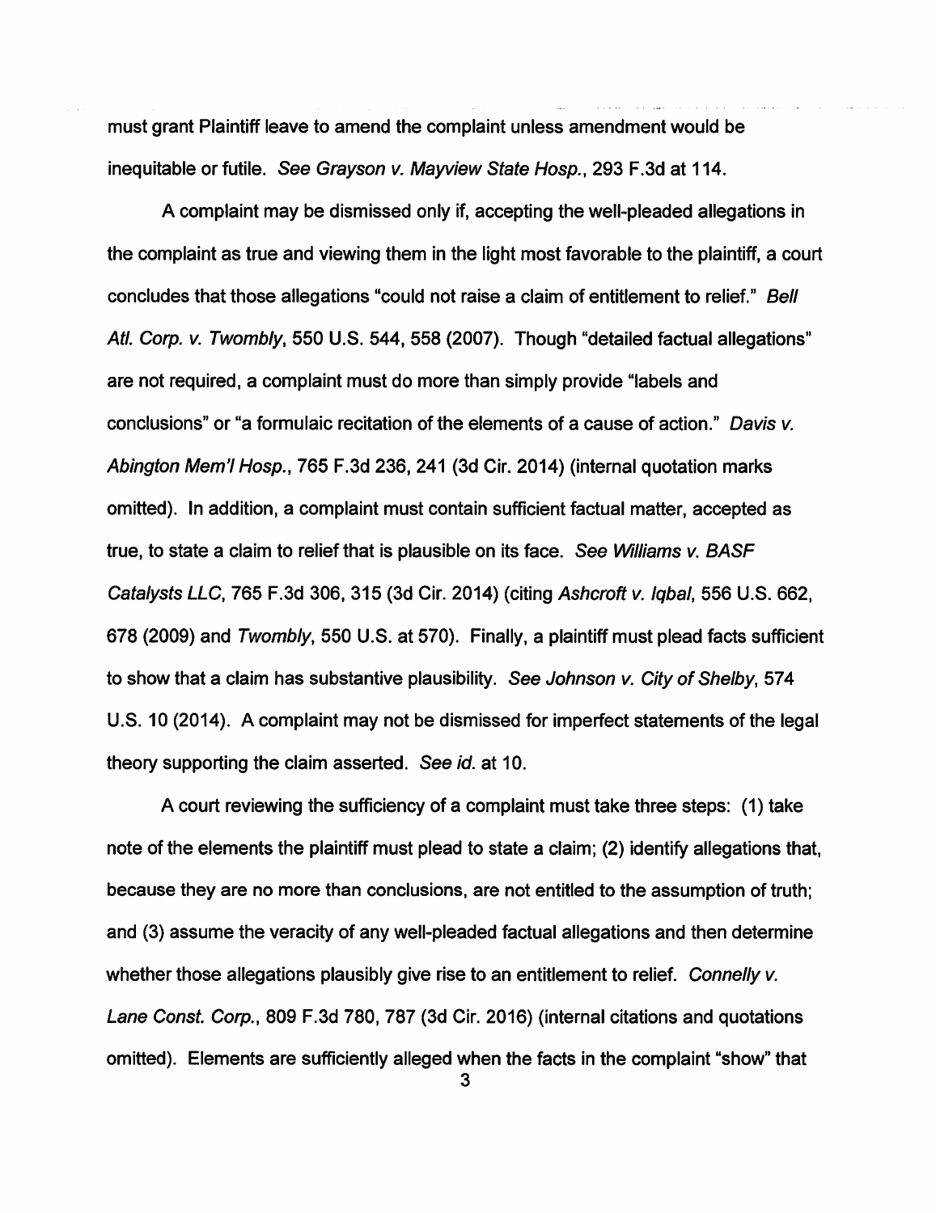must grant Plaintiff leave to amend the complaint unless amendment would be inequitable or futile. *See Grayson v. Mayview State Hosp.*, 293 F.3d at 114.

A complaint may be dismissed only if, accepting the well-pleaded allegations in the complaint as true and viewing them in the light most favorable to the plaintiff, a court concludes that those allegations "could not raise a claim of entitlement to relief." *Bell Atl. Corp. v. Twombly*, 550 U.S. 544, 558 (2007). Though "detailed factual allegations" are not required, a complaint must do more than simply provide "labels and conclusions" or "a formulaic recitation of the elements of a cause of action." *Davis v. Abington Mem'l Hosp.*, 765 F.3d 236, 241 (3d Cir. 2014) (internal quotation marks omitted). In addition, a complaint must contain sufficient factual matter, accepted as true, to state a claim to relief that is plausible on its face. *See Williams v. BASF Catalysts LLC*, 765 F.3d 306, 315 (3d Cir. 2014) (citing *Ashcroft v. Iqbal*, 556 U.S. 662, 678 (2009) and *Twombly*, 550 U.S. at 570). Finally, a plaintiff must plead facts sufficient to show that a claim has substantive plausibility. *See Johnson v. City of Shelby*, 574 U.S. 10 (2014). A complaint may not be dismissed for imperfect statements of the legal theory supporting the claim asserted. *See id.* at 10.

A court reviewing the sufficiency of a complaint must take three steps: (1) take note of the elements the plaintiff must plead to state a claim; (2) identify allegations that, because they are no more than conclusions, are not entitled to the assumption of truth; and (3) assume the veracity of any well-pleaded factual allegations and then determine whether those allegations plausibly give rise to an entitlement to relief. *Connelly v. Lane Const. Corp.*, 809 F.3d 780, 787 (3d Cir. 2016) (internal citations and quotations omitted). Elements are sufficiently alleged when the facts in the complaint "show" that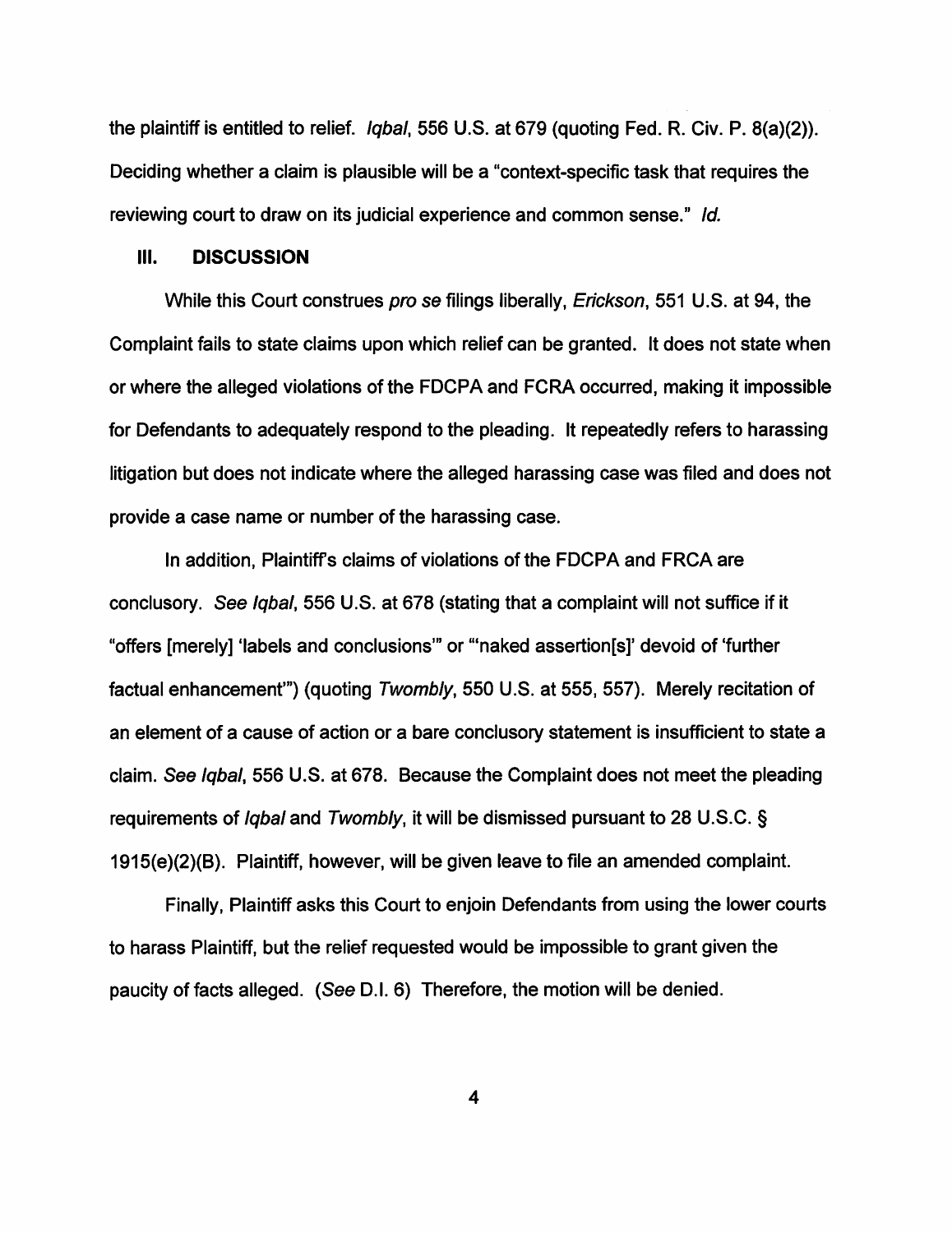the plaintiff is entitled to relief. *Iqbal*, 556 U.S. at 679 (quoting Fed. R. Civ. P. 8(a)(2)). Deciding whether a claim is plausible will be a "context-specific task that requires the reviewing court to draw on its judicial experience and common sense." *Id.*

## III. DISCUSSION

While this Court construes *pro se* filings liberally, *Erickson*, 551 U.S. at 94, the Complaint fails to state claims upon which relief can be granted. It does not state when or where the alleged violations of the FDCPA and FCRA occurred, making it impossible for Defendants to adequately respond to the pleading. It repeatedly refers to harassing litigation but does not indicate where the alleged harassing case was filed and does not provide a case name or number of the harassing case.

In addition, Plaintiff's claims of violations of the FDCPA and FRCA are conclusory. *See Iqbal*, 556 U.S. at 678 (stating that a complaint will not suffice if it "offers [merely] 'labels and conclusions'" or "'naked assertion[s]' devoid of 'further factual enhancement'") (quoting *Twombly*, 550 U.S. at 555, 557). Merely recitation of an element of a cause of action or a bare conclusory statement is insufficient to state a claim. *See Iqbal*, 556 U.S. at 678. Because the Complaint does not meet the pleading requirements of *Iqbal* and *Twombly*, it will be dismissed pursuant to 28 U.S.C. § 1915(e)(2)(B). Plaintiff, however, will be given leave to file an amended complaint.

Finally, Plaintiff asks this Court to enjoin Defendants from using the lower courts to harass Plaintiff, but the relief requested would be impossible to grant given the paucity of facts alleged. (*See* D.I. 6) Therefore, the motion will be denied.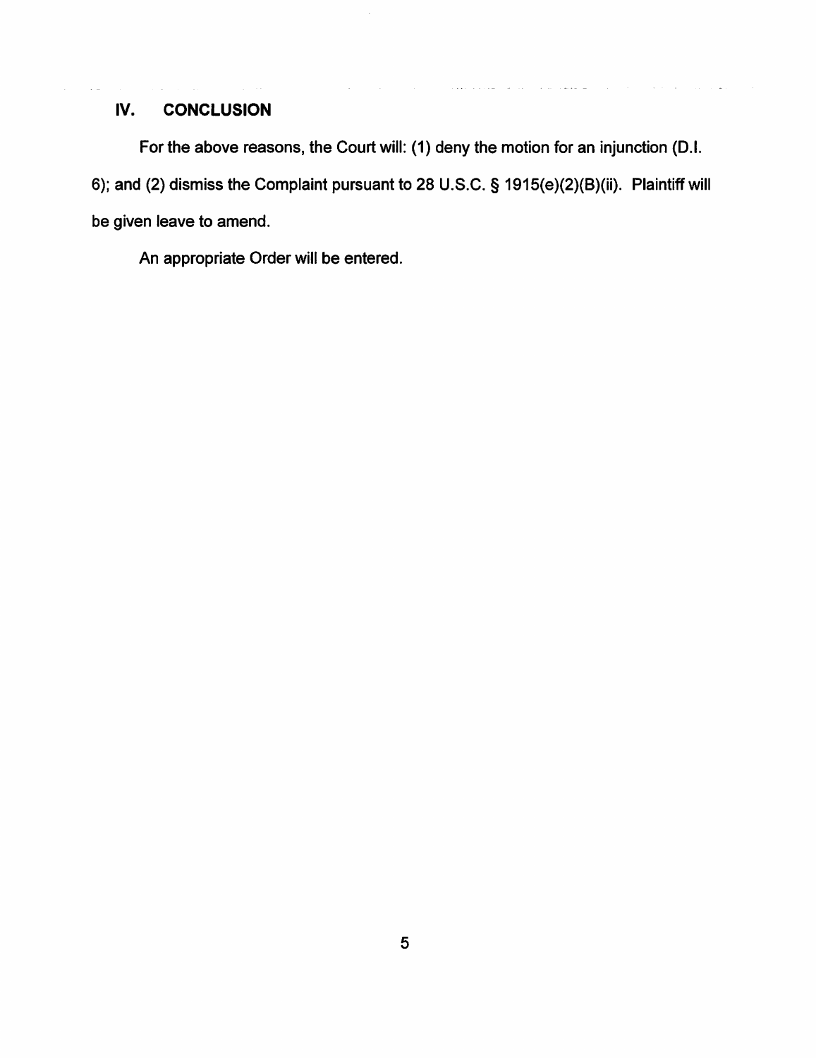## IV. CONCLUSION

For the above reasons, the Court will: (1) deny the motion for an injunction (D.I. 6); and (2) dismiss the Complaint pursuant to 28 U.S.C. § 1915(e)(2)(B)(ii). Plaintiff will be given leave to amend.

An appropriate Order will be entered.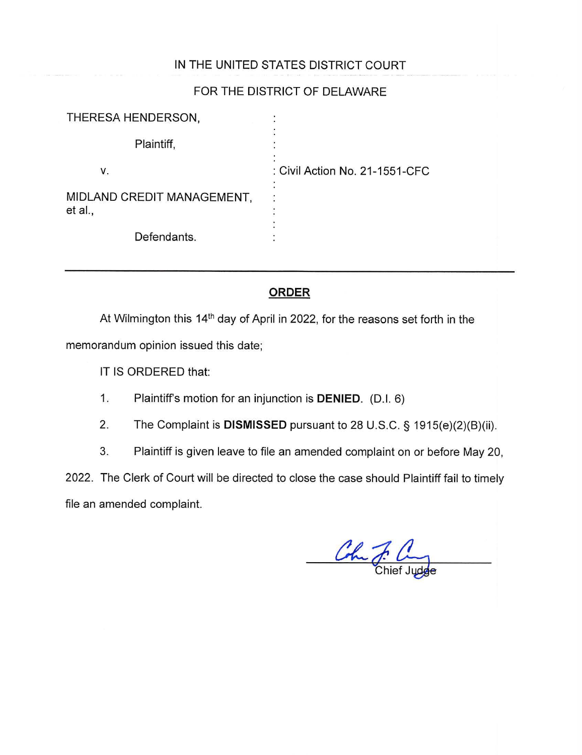IN THE UNITED STATES DISTRICT COURT

FOR THE DISTRICT OF DELAWARE

| | |
|---|---|
| THERESA HENDERSON, | : |
| Plaintiff, | : |
| v. | : Civil Action No. 21-1551-CFC |
| MIDLAND CREDIT MANAGEMENT, et al., | : |
| Defendants. | : |

---

**ORDER**

At Wilmington this 14th day of April in 2022, for the reasons set forth in the memorandum opinion issued this date;

IT IS ORDERED that:

1. Plaintiff's motion for an injunction is **DENIED**. (D.I. 6)

2. The Complaint is **DISMISSED** pursuant to 28 U.S.C. § 1915(e)(2)(B)(ii).

3. Plaintiff is given leave to file an amended complaint on or before May 20, 2022. The Clerk of Court will be directed to close the case should Plaintiff fail to timely file an amended complaint.

Chief Judge